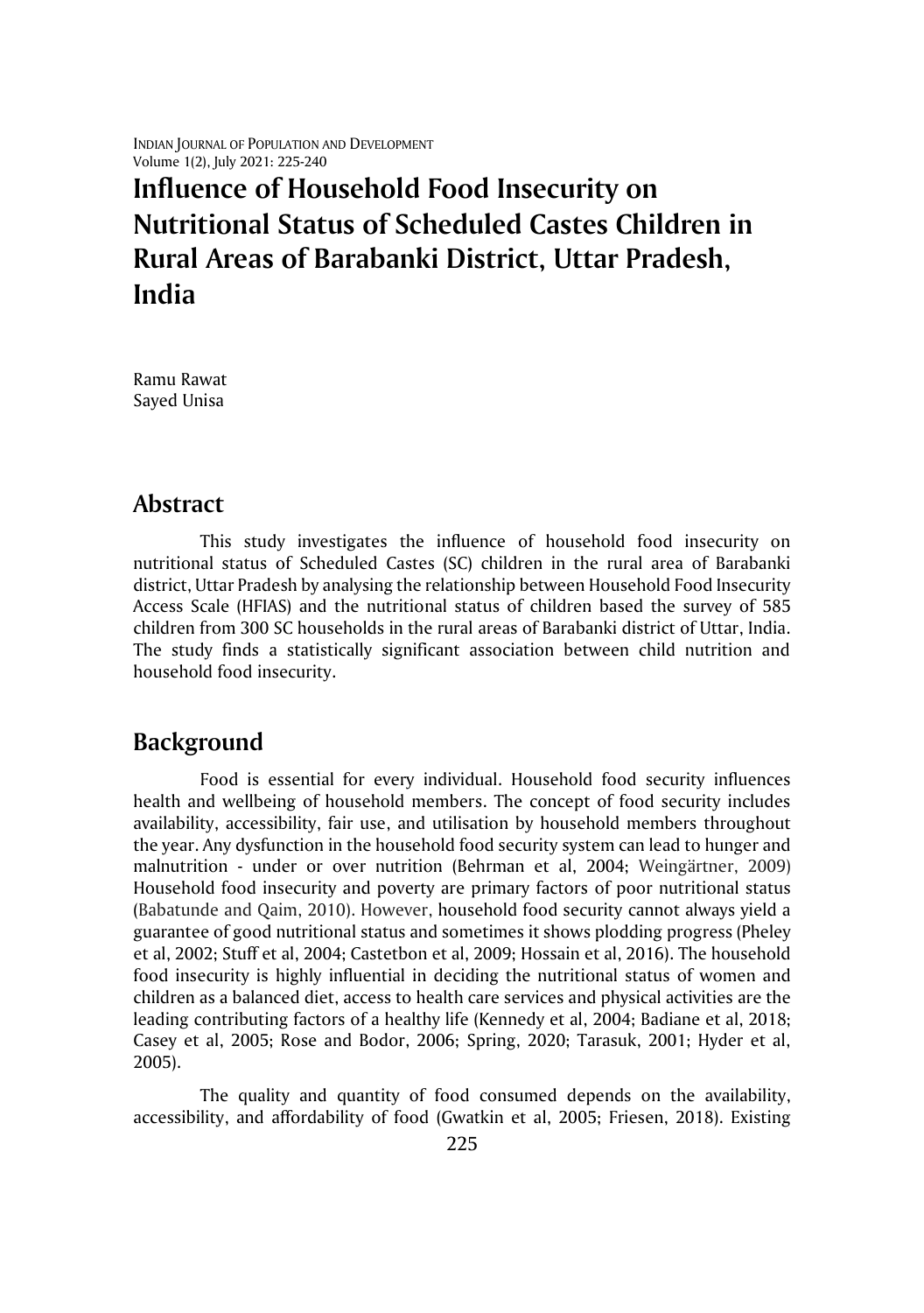# Influence of Household Food Insecurity on Nutritional Status of Scheduled Castes Children in Rural Areas of Barabanki District, Uttar Pradesh, India

Ramu Rawat
Sayed Unisa

## Abstract

This study investigates the influence of household food insecurity on nutritional status of Scheduled Castes (SC) children in the rural area of Barabanki district, Uttar Pradesh by analysing the relationship between Household Food Insecurity Access Scale (HFIAS) and the nutritional status of children based the survey of 585 children from 300 SC households in the rural areas of Barabanki district of Uttar, India. The study finds a statistically significant association between child nutrition and household food insecurity.

## Background

Food is essential for every individual. Household food security influences health and wellbeing of household members. The concept of food security includes availability, accessibility, fair use, and utilisation by household members throughout the year. Any dysfunction in the household food security system can lead to hunger and malnutrition - under or over nutrition (Behrman et al, 2004; Weingärtner, 2009) Household food insecurity and poverty are primary factors of poor nutritional status (Babatunde and Qaim, 2010). However, household food security cannot always yield a guarantee of good nutritional status and sometimes it shows plodding progress (Pheley et al, 2002; Stuff et al, 2004; Castetbon et al, 2009; Hossain et al, 2016). The household food insecurity is highly influential in deciding the nutritional status of women and children as a balanced diet, access to health care services and physical activities are the leading contributing factors of a healthy life (Kennedy et al, 2004; Badiane et al, 2018; Casey et al, 2005; Rose and Bodor, 2006; Spring, 2020; Tarasuk, 2001; Hyder et al, 2005).

The quality and quantity of food consumed depends on the availability, accessibility, and affordability of food (Gwatkin et al, 2005; Friesen, 2018). Existing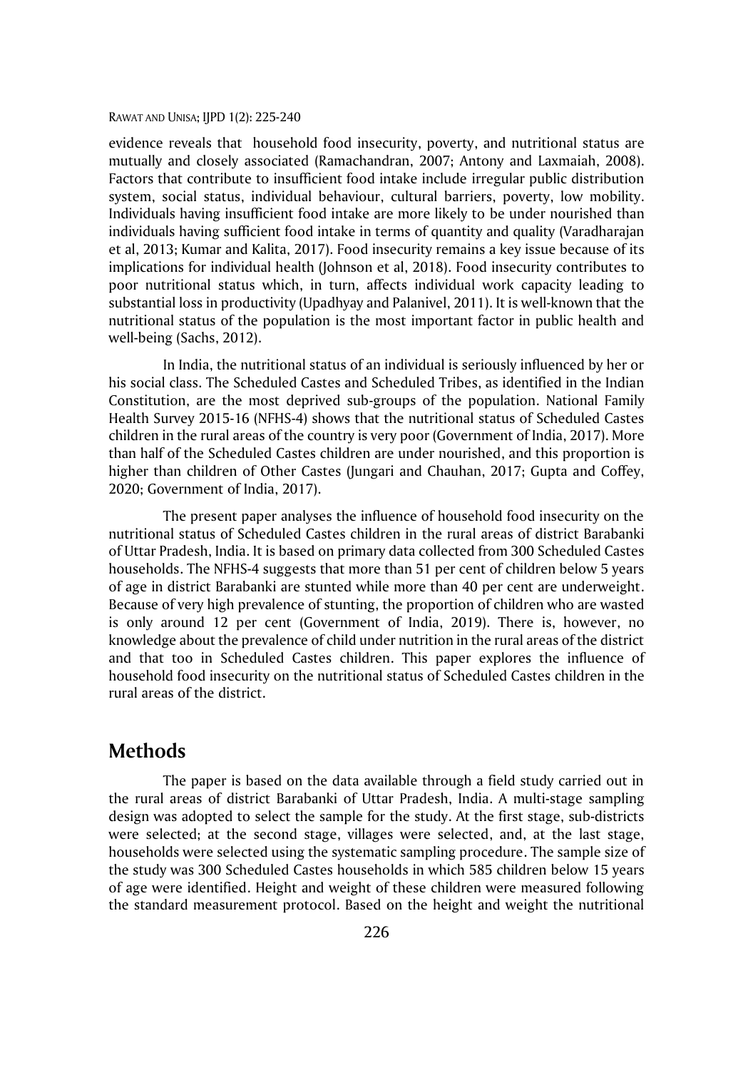evidence reveals that household food insecurity, poverty, and nutritional status are mutually and closely associated (Ramachandran, 2007; Antony and Laxmaiah, 2008). Factors that contribute to insufficient food intake include irregular public distribution system, social status, individual behaviour, cultural barriers, poverty, low mobility. Individuals having insufficient food intake are more likely to be under nourished than individuals having sufficient food intake in terms of quantity and quality (Varadharajan et al, 2013; Kumar and Kalita, 2017). Food insecurity remains a key issue because of its implications for individual health (Johnson et al, 2018). Food insecurity contributes to poor nutritional status which, in turn, affects individual work capacity leading to substantial loss in productivity (Upadhyay and Palanivel, 2011). It is well-known that the nutritional status of the population is the most important factor in public health and well-being (Sachs, 2012).

In India, the nutritional status of an individual is seriously influenced by her or his social class. The Scheduled Castes and Scheduled Tribes, as identified in the Indian Constitution, are the most deprived sub-groups of the population. National Family Health Survey 2015-16 (NFHS-4) shows that the nutritional status of Scheduled Castes children in the rural areas of the country is very poor (Government of India, 2017). More than half of the Scheduled Castes children are under nourished, and this proportion is higher than children of Other Castes (Jungari and Chauhan, 2017; Gupta and Coffey, 2020; Government of India, 2017).

The present paper analyses the influence of household food insecurity on the nutritional status of Scheduled Castes children in the rural areas of district Barabanki of Uttar Pradesh, India. It is based on primary data collected from 300 Scheduled Castes households. The NFHS-4 suggests that more than 51 per cent of children below 5 years of age in district Barabanki are stunted while more than 40 per cent are underweight. Because of very high prevalence of stunting, the proportion of children who are wasted is only around 12 per cent (Government of India, 2019). There is, however, no knowledge about the prevalence of child under nutrition in the rural areas of the district and that too in Scheduled Castes children. This paper explores the influence of household food insecurity on the nutritional status of Scheduled Castes children in the rural areas of the district.

## Methods

The paper is based on the data available through a field study carried out in the rural areas of district Barabanki of Uttar Pradesh, India. A multi-stage sampling design was adopted to select the sample for the study. At the first stage, sub-districts were selected; at the second stage, villages were selected, and, at the last stage, households were selected using the systematic sampling procedure. The sample size of the study was 300 Scheduled Castes households in which 585 children below 15 years of age were identified. Height and weight of these children were measured following the standard measurement protocol. Based on the height and weight the nutritional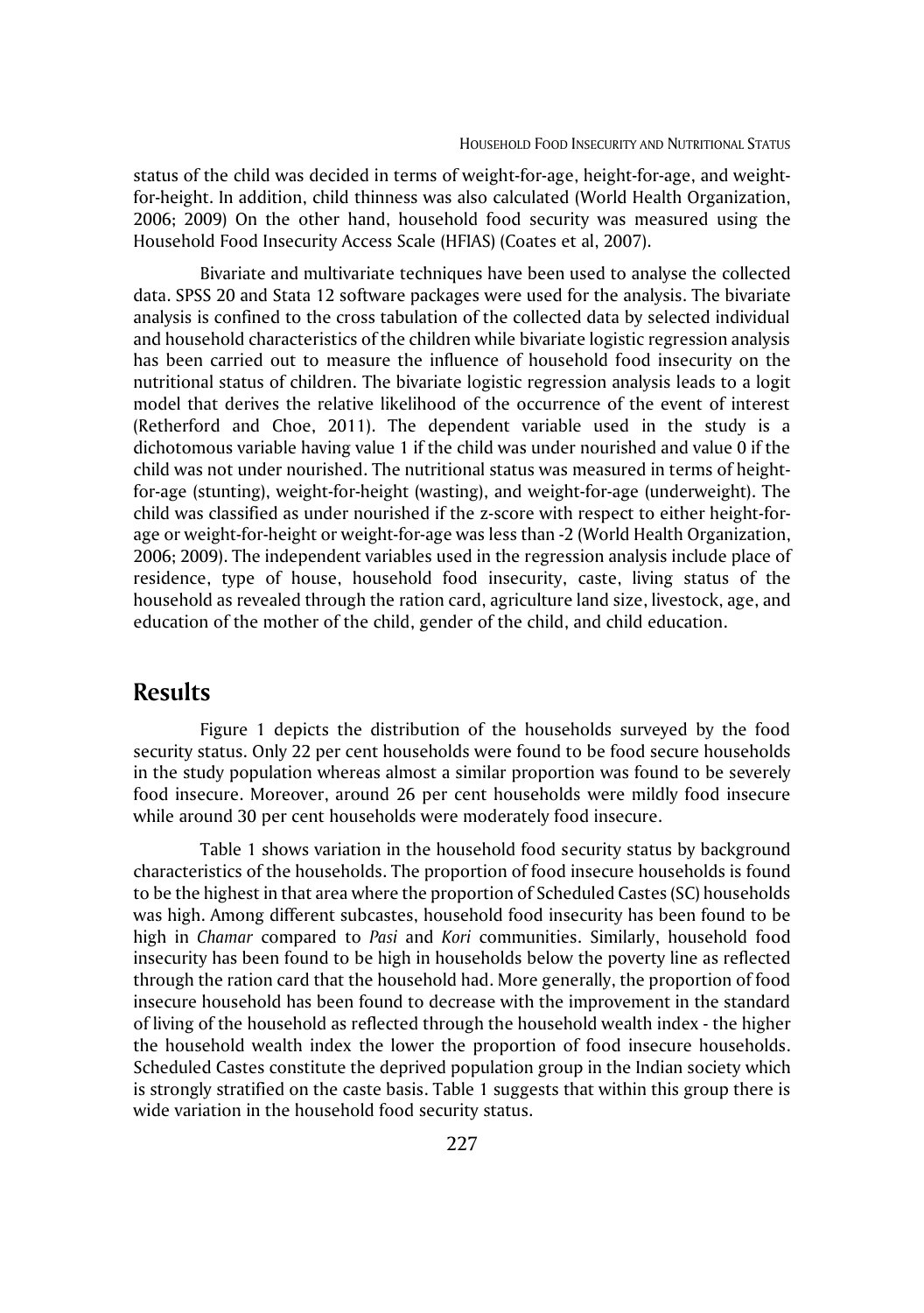status of the child was decided in terms of weight-for-age, height-for-age, and weight-for-height. In addition, child thinness was also calculated (World Health Organization, 2006; 2009) On the other hand, household food security was measured using the Household Food Insecurity Access Scale (HFIAS) (Coates et al, 2007).

Bivariate and multivariate techniques have been used to analyse the collected data. SPSS 20 and Stata 12 software packages were used for the analysis. The bivariate analysis is confined to the cross tabulation of the collected data by selected individual and household characteristics of the children while bivariate logistic regression analysis has been carried out to measure the influence of household food insecurity on the nutritional status of children. The bivariate logistic regression analysis leads to a logit model that derives the relative likelihood of the occurrence of the event of interest (Retherford and Choe, 2011). The dependent variable used in the study is a dichotomous variable having value 1 if the child was under nourished and value 0 if the child was not under nourished. The nutritional status was measured in terms of height-for-age (stunting), weight-for-height (wasting), and weight-for-age (underweight). The child was classified as under nourished if the z-score with respect to either height-for-age or weight-for-height or weight-for-age was less than -2 (World Health Organization, 2006; 2009). The independent variables used in the regression analysis include place of residence, type of house, household food insecurity, caste, living status of the household as revealed through the ration card, agriculture land size, livestock, age, and education of the mother of the child, gender of the child, and child education.

## Results

Figure 1 depicts the distribution of the households surveyed by the food security status. Only 22 per cent households were found to be food secure households in the study population whereas almost a similar proportion was found to be severely food insecure. Moreover, around 26 per cent households were mildly food insecure while around 30 per cent households were moderately food insecure.

Table 1 shows variation in the household food security status by background characteristics of the households. The proportion of food insecure households is found to be the highest in that area where the proportion of Scheduled Castes (SC) households was high. Among different subcastes, household food insecurity has been found to be high in *Chamar* compared to *Pasi* and *Kori* communities. Similarly, household food insecurity has been found to be high in households below the poverty line as reflected through the ration card that the household had. More generally, the proportion of food insecure household has been found to decrease with the improvement in the standard of living of the household as reflected through the household wealth index - the higher the household wealth index the lower the proportion of food insecure households. Scheduled Castes constitute the deprived population group in the Indian society which is strongly stratified on the caste basis. Table 1 suggests that within this group there is wide variation in the household food security status.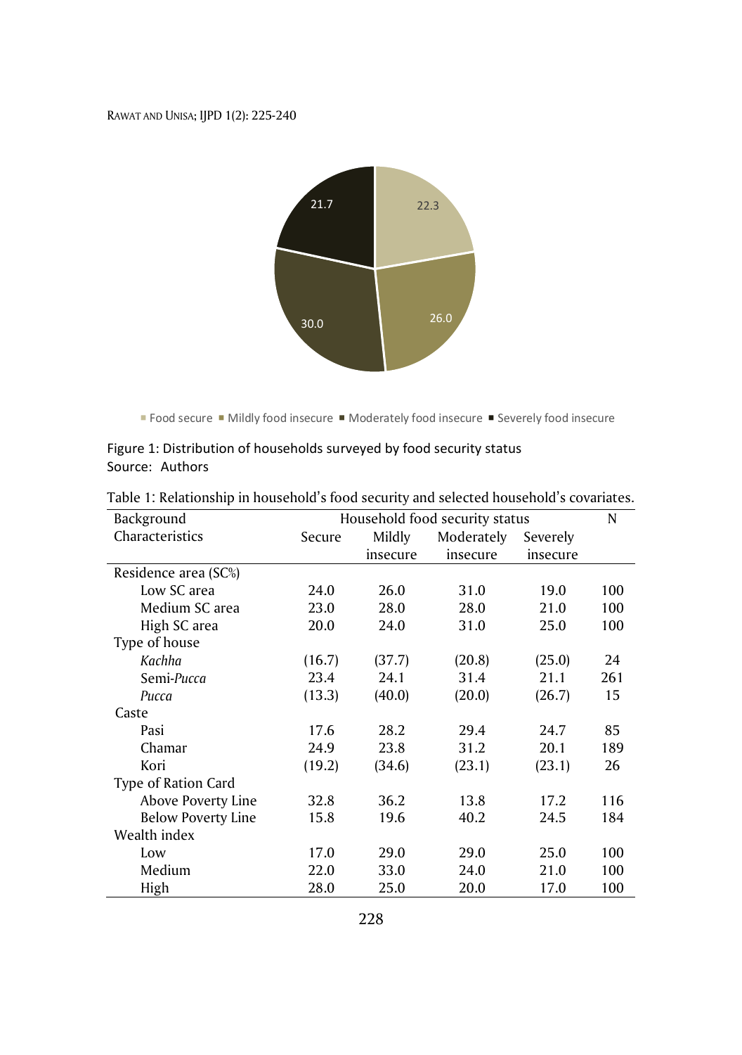Figure 1: Distribution of households surveyed by food security status
Source: Authors

Table 1: Relationship in household's food security and selected household's covariates.

| Background Characteristics | Household food security status | | | | N |
|---|---|---|---|---|---|
| | Secure | Mildly insecure | Moderately insecure | Severely insecure | |
| Residence area (SC%) | | | | | |
| Low SC area | 24.0 | 26.0 | 31.0 | 19.0 | 100 |
| Medium SC area | 23.0 | 28.0 | 28.0 | 21.0 | 100 |
| High SC area | 20.0 | 24.0 | 31.0 | 25.0 | 100 |
| Type of house | | | | | |
| *Kachha* | (16.7) | (37.7) | (20.8) | (25.0) | 24 |
| Semi-*Pucca* | 23.4 | 24.1 | 31.4 | 21.1 | 261 |
| *Pucca* | (13.3) | (40.0) | (20.0) | (26.7) | 15 |
| Caste | | | | | |
| Pasi | 17.6 | 28.2 | 29.4 | 24.7 | 85 |
| Chamar | 24.9 | 23.8 | 31.2 | 20.1 | 189 |
| Kori | (19.2) | (34.6) | (23.1) | (23.1) | 26 |
| Type of Ration Card | | | | | |
| Above Poverty Line | 32.8 | 36.2 | 13.8 | 17.2 | 116 |
| Below Poverty Line | 15.8 | 19.6 | 40.2 | 24.5 | 184 |
| Wealth index | | | | | |
| Low | 17.0 | 29.0 | 29.0 | 25.0 | 100 |
| Medium | 22.0 | 33.0 | 24.0 | 21.0 | 100 |
| High | 28.0 | 25.0 | 20.0 | 17.0 | 100 |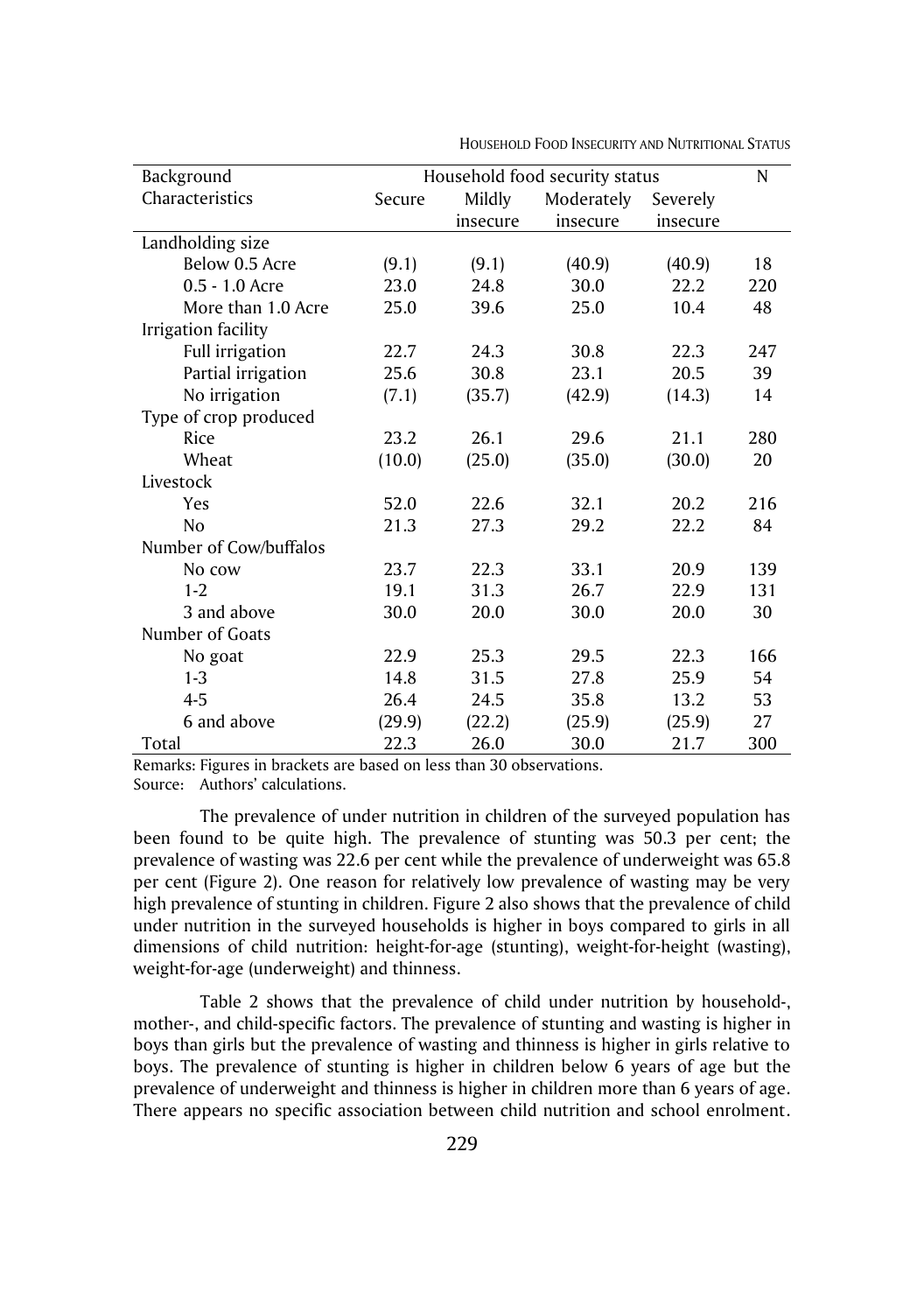| Background Characteristics | Household food security status | | | | N |
|---|---|---|---|---|---|
| | Secure | Mildly insecure | Moderately insecure | Severely insecure | |
| Landholding size | | | | | |
| Below 0.5 Acre | (9.1) | (9.1) | (40.9) | (40.9) | 18 |
| 0.5 - 1.0 Acre | 23.0 | 24.8 | 30.0 | 22.2 | 220 |
| More than 1.0 Acre | 25.0 | 39.6 | 25.0 | 10.4 | 48 |
| Irrigation facility | | | | | |
| Full irrigation | 22.7 | 24.3 | 30.8 | 22.3 | 247 |
| Partial irrigation | 25.6 | 30.8 | 23.1 | 20.5 | 39 |
| No irrigation | (7.1) | (35.7) | (42.9) | (14.3) | 14 |
| Type of crop produced | | | | | |
| Rice | 23.2 | 26.1 | 29.6 | 21.1 | 280 |
| Wheat | (10.0) | (25.0) | (35.0) | (30.0) | 20 |
| Livestock | | | | | |
| Yes | 52.0 | 22.6 | 32.1 | 20.2 | 216 |
| No | 21.3 | 27.3 | 29.2 | 22.2 | 84 |
| Number of Cow/buffalos | | | | | |
| No cow | 23.7 | 22.3 | 33.1 | 20.9 | 139 |
| 1-2 | 19.1 | 31.3 | 26.7 | 22.9 | 131 |
| 3 and above | 30.0 | 20.0 | 30.0 | 20.0 | 30 |
| Number of Goats | | | | | |
| No goat | 22.9 | 25.3 | 29.5 | 22.3 | 166 |
| 1-3 | 14.8 | 31.5 | 27.8 | 25.9 | 54 |
| 4-5 | 26.4 | 24.5 | 35.8 | 13.2 | 53 |
| 6 and above | (29.9) | (22.2) | (25.9) | (25.9) | 27 |
| Total | 22.3 | 26.0 | 30.0 | 21.7 | 300 |

Remarks: Figures in brackets are based on less than 30 observations.
Source: Authors' calculations.

The prevalence of under nutrition in children of the surveyed population has been found to be quite high. The prevalence of stunting was 50.3 per cent; the prevalence of wasting was 22.6 per cent while the prevalence of underweight was 65.8 per cent (Figure 2). One reason for relatively low prevalence of wasting may be very high prevalence of stunting in children. Figure 2 also shows that the prevalence of child under nutrition in the surveyed households is higher in boys compared to girls in all dimensions of child nutrition: height-for-age (stunting), weight-for-height (wasting), weight-for-age (underweight) and thinness.

Table 2 shows that the prevalence of child under nutrition by household-, mother-, and child-specific factors. The prevalence of stunting and wasting is higher in boys than girls but the prevalence of wasting and thinness is higher in girls relative to boys. The prevalence of stunting is higher in children below 6 years of age but the prevalence of underweight and thinness is higher in children more than 6 years of age. There appears no specific association between child nutrition and school enrolment.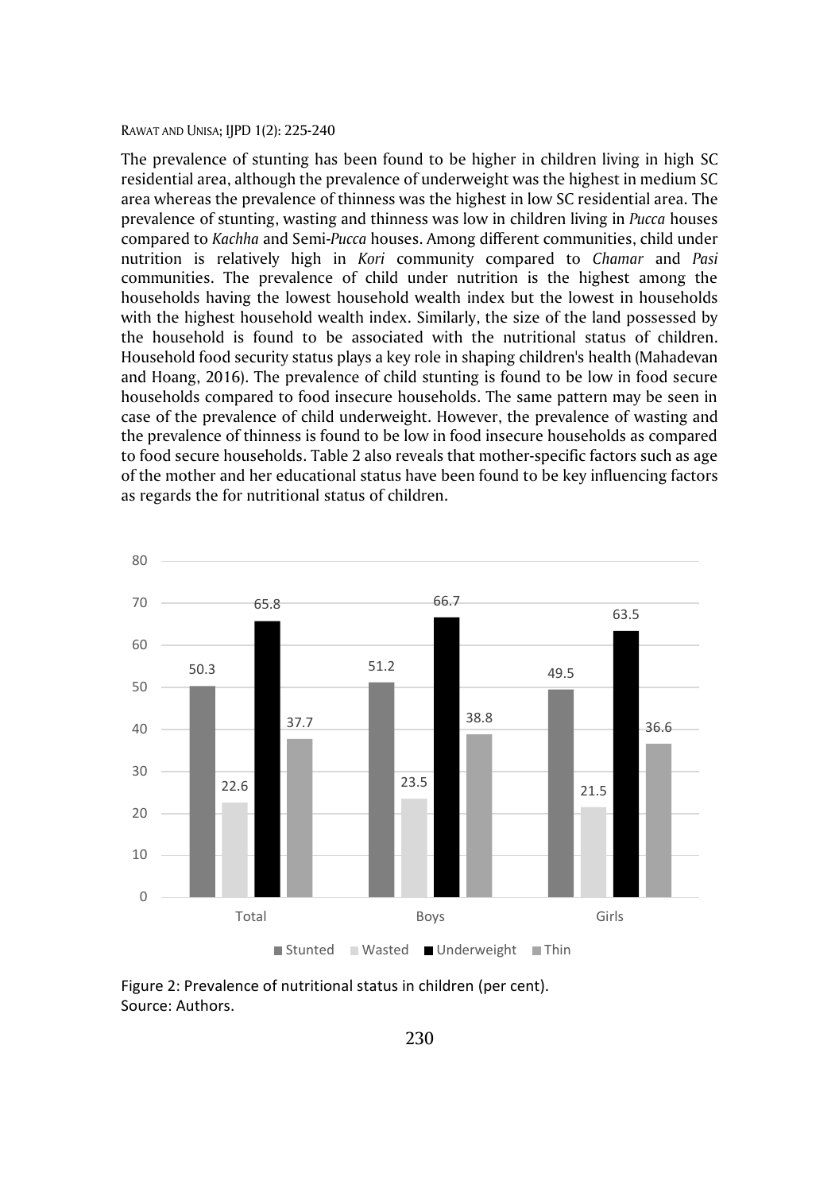The prevalence of stunting has been found to be higher in children living in high SC residential area, although the prevalence of underweight was the highest in medium SC area whereas the prevalence of thinness was the highest in low SC residential area. The prevalence of stunting, wasting and thinness was low in children living in *Pucca* houses compared to *Kachha* and Semi-*Pucca* houses. Among different communities, child under nutrition is relatively high in *Kori* community compared to *Chamar* and *Pasi* communities. The prevalence of child under nutrition is the highest among the households having the lowest household wealth index but the lowest in households with the highest household wealth index. Similarly, the size of the land possessed by the household is found to be associated with the nutritional status of children. Household food security status plays a key role in shaping children's health (Mahadevan and Hoang, 2016). The prevalence of child stunting is found to be low in food secure households compared to food insecure households. The same pattern may be seen in case of the prevalence of child underweight. However, the prevalence of wasting and the prevalence of thinness is found to be low in food insecure households as compared to food secure households. Table 2 also reveals that mother-specific factors such as age of the mother and her educational status have been found to be key influencing factors as regards the for nutritional status of children.

| | Stunted | Wasted | Underweight | Thin |
|---|---|---|---|---|
| Total | 50.3 | 22.6 | 65.8 | 37.7 |
| Boys | 51.2 | 23.5 | 66.7 | 38.8 |
| Girls | 49.5 | 21.5 | 63.5 | 36.6 |

Figure 2: Prevalence of nutritional status in children (per cent).
Source: Authors.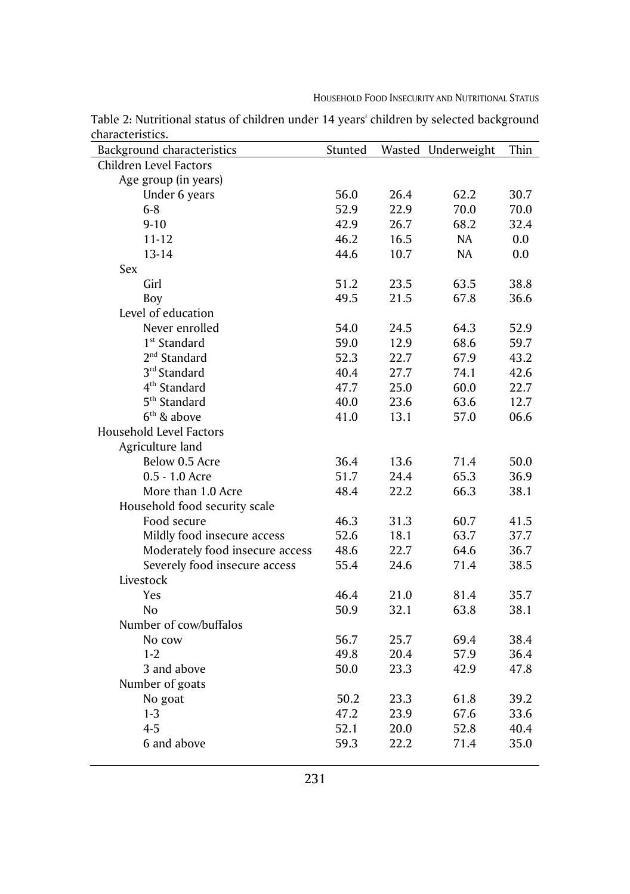Table 2: Nutritional status of children under 14 years' children by selected background characteristics.

| Background characteristics | Stunted | Wasted | Underweight | Thin |
|---|---|---|---|---|
| **Children Level Factors** | | | | |
| Age group (in years) | | | | |
| Under 6 years | 56.0 | 26.4 | 62.2 | 30.7 |
| 6-8 | 52.9 | 22.9 | 70.0 | 70.0 |
| 9-10 | 42.9 | 26.7 | 68.2 | 32.4 |
| 11-12 | 46.2 | 16.5 | NA | 0.0 |
| 13-14 | 44.6 | 10.7 | NA | 0.0 |
| Sex | | | | |
| Girl | 51.2 | 23.5 | 63.5 | 38.8 |
| Boy | 49.5 | 21.5 | 67.8 | 36.6 |
| Level of education | | | | |
| Never enrolled | 54.0 | 24.5 | 64.3 | 52.9 |
| 1st Standard | 59.0 | 12.9 | 68.6 | 59.7 |
| 2nd Standard | 52.3 | 22.7 | 67.9 | 43.2 |
| 3rd Standard | 40.4 | 27.7 | 74.1 | 42.6 |
| 4th Standard | 47.7 | 25.0 | 60.0 | 22.7 |
| 5th Standard | 40.0 | 23.6 | 63.6 | 12.7 |
| 6th & above | 41.0 | 13.1 | 57.0 | 06.6 |
| **Household Level Factors** | | | | |
| Agriculture land | | | | |
| Below 0.5 Acre | 36.4 | 13.6 | 71.4 | 50.0 |
| 0.5 - 1.0 Acre | 51.7 | 24.4 | 65.3 | 36.9 |
| More than 1.0 Acre | 48.4 | 22.2 | 66.3 | 38.1 |
| Household food security scale | | | | |
| Food secure | 46.3 | 31.3 | 60.7 | 41.5 |
| Mildly food insecure access | 52.6 | 18.1 | 63.7 | 37.7 |
| Moderately food insecure access | 48.6 | 22.7 | 64.6 | 36.7 |
| Severely food insecure access | 55.4 | 24.6 | 71.4 | 38.5 |
| Livestock | | | | |
| Yes | 46.4 | 21.0 | 81.4 | 35.7 |
| No | 50.9 | 32.1 | 63.8 | 38.1 |
| Number of cow/buffalos | | | | |
| No cow | 56.7 | 25.7 | 69.4 | 38.4 |
| 1-2 | 49.8 | 20.4 | 57.9 | 36.4 |
| 3 and above | 50.0 | 23.3 | 42.9 | 47.8 |
| Number of goats | | | | |
| No goat | 50.2 | 23.3 | 61.8 | 39.2 |
| 1-3 | 47.2 | 23.9 | 67.6 | 33.6 |
| 4-5 | 52.1 | 20.0 | 52.8 | 40.4 |
| 6 and above | 59.3 | 22.2 | 71.4 | 35.0 |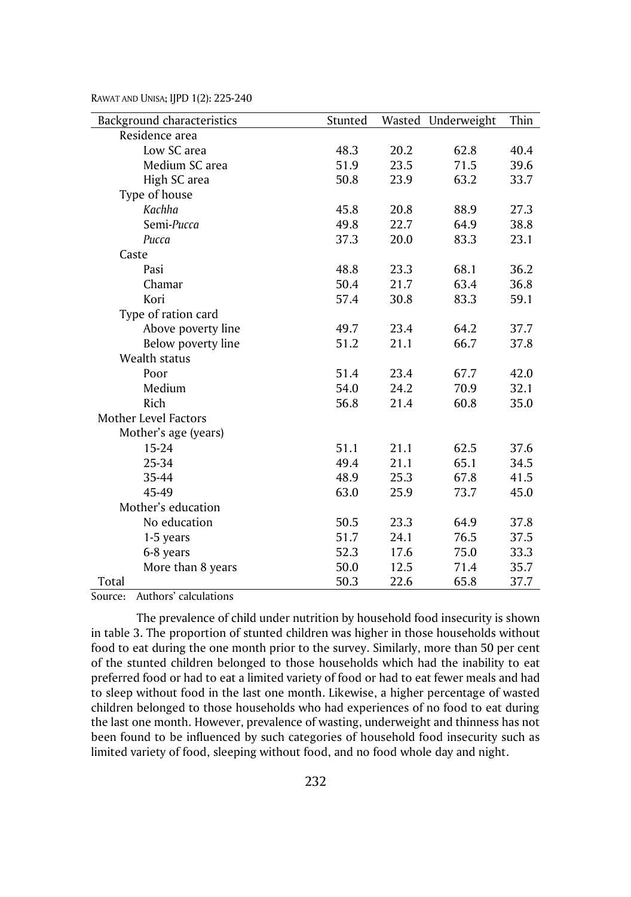| Background characteristics | Stunted | Wasted | Underweight | Thin |
|---|---|---|---|---|
| Residence area | | | | |
| Low SC area | 48.3 | 20.2 | 62.8 | 40.4 |
| Medium SC area | 51.9 | 23.5 | 71.5 | 39.6 |
| High SC area | 50.8 | 23.9 | 63.2 | 33.7 |
| Type of house | | | | |
| *Kachha* | 45.8 | 20.8 | 88.9 | 27.3 |
| Semi-*Pucca* | 49.8 | 22.7 | 64.9 | 38.8 |
| *Pucca* | 37.3 | 20.0 | 83.3 | 23.1 |
| Caste | | | | |
| Pasi | 48.8 | 23.3 | 68.1 | 36.2 |
| Chamar | 50.4 | 21.7 | 63.4 | 36.8 |
| Kori | 57.4 | 30.8 | 83.3 | 59.1 |
| Type of ration card | | | | |
| Above poverty line | 49.7 | 23.4 | 64.2 | 37.7 |
| Below poverty line | 51.2 | 21.1 | 66.7 | 37.8 |
| Wealth status | | | | |
| Poor | 51.4 | 23.4 | 67.7 | 42.0 |
| Medium | 54.0 | 24.2 | 70.9 | 32.1 |
| Rich | 56.8 | 21.4 | 60.8 | 35.0 |
| Mother Level Factors | | | | |
| Mother's age (years) | | | | |
| 15-24 | 51.1 | 21.1 | 62.5 | 37.6 |
| 25-34 | 49.4 | 21.1 | 65.1 | 34.5 |
| 35-44 | 48.9 | 25.3 | 67.8 | 41.5 |
| 45-49 | 63.0 | 25.9 | 73.7 | 45.0 |
| Mother's education | | | | |
| No education | 50.5 | 23.3 | 64.9 | 37.8 |
| 1-5 years | 51.7 | 24.1 | 76.5 | 37.5 |
| 6-8 years | 52.3 | 17.6 | 75.0 | 33.3 |
| More than 8 years | 50.0 | 12.5 | 71.4 | 35.7 |
| Total | 50.3 | 22.6 | 65.8 | 37.7 |

Source: Authors' calculations

The prevalence of child under nutrition by household food insecurity is shown in table 3. The proportion of stunted children was higher in those households without food to eat during the one month prior to the survey. Similarly, more than 50 per cent of the stunted children belonged to those households which had the inability to eat preferred food or had to eat a limited variety of food or had to eat fewer meals and had to sleep without food in the last one month. Likewise, a higher percentage of wasted children belonged to those households who had experiences of no food to eat during the last one month. However, prevalence of wasting, underweight and thinness has not been found to be influenced by such categories of household food insecurity such as limited variety of food, sleeping without food, and no food whole day and night.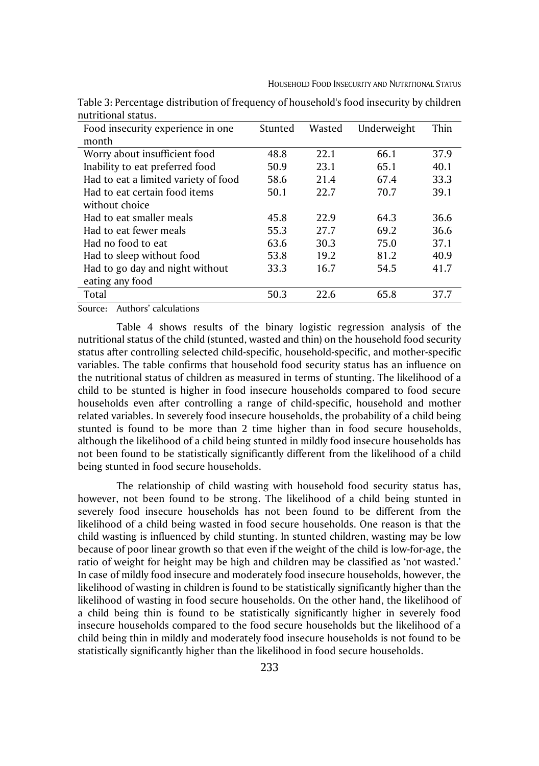Table 3: Percentage distribution of frequency of household's food insecurity by children nutritional status.

| Food insecurity experience in one month | Stunted | Wasted | Underweight | Thin |
|---|---|---|---|---|
| Worry about insufficient food | 48.8 | 22.1 | 66.1 | 37.9 |
| Inability to eat preferred food | 50.9 | 23.1 | 65.1 | 40.1 |
| Had to eat a limited variety of food | 58.6 | 21.4 | 67.4 | 33.3 |
| Had to eat certain food items without choice | 50.1 | 22.7 | 70.7 | 39.1 |
| Had to eat smaller meals | 45.8 | 22.9 | 64.3 | 36.6 |
| Had to eat fewer meals | 55.3 | 27.7 | 69.2 | 36.6 |
| Had no food to eat | 63.6 | 30.3 | 75.0 | 37.1 |
| Had to sleep without food | 53.8 | 19.2 | 81.2 | 40.9 |
| Had to go day and night without eating any food | 33.3 | 16.7 | 54.5 | 41.7 |
| Total | 50.3 | 22.6 | 65.8 | 37.7 |

Source: Authors' calculations

Table 4 shows results of the binary logistic regression analysis of the nutritional status of the child (stunted, wasted and thin) on the household food security status after controlling selected child-specific, household-specific, and mother-specific variables. The table confirms that household food security status has an influence on the nutritional status of children as measured in terms of stunting. The likelihood of a child to be stunted is higher in food insecure households compared to food secure households even after controlling a range of child-specific, household and mother related variables. In severely food insecure households, the probability of a child being stunted is found to be more than 2 time higher than in food secure households, although the likelihood of a child being stunted in mildly food insecure households has not been found to be statistically significantly different from the likelihood of a child being stunted in food secure households.

The relationship of child wasting with household food security status has, however, not been found to be strong. The likelihood of a child being stunted in severely food insecure households has not been found to be different from the likelihood of a child being wasted in food secure households. One reason is that the child wasting is influenced by child stunting. In stunted children, wasting may be low because of poor linear growth so that even if the weight of the child is low-for-age, the ratio of weight for height may be high and children may be classified as 'not wasted.' In case of mildly food insecure and moderately food insecure households, however, the likelihood of wasting in children is found to be statistically significantly higher than the likelihood of wasting in food secure households. On the other hand, the likelihood of a child being thin is found to be statistically significantly higher in severely food insecure households compared to the food secure households but the likelihood of a child being thin in mildly and moderately food insecure households is not found to be statistically significantly higher than the likelihood in food secure households.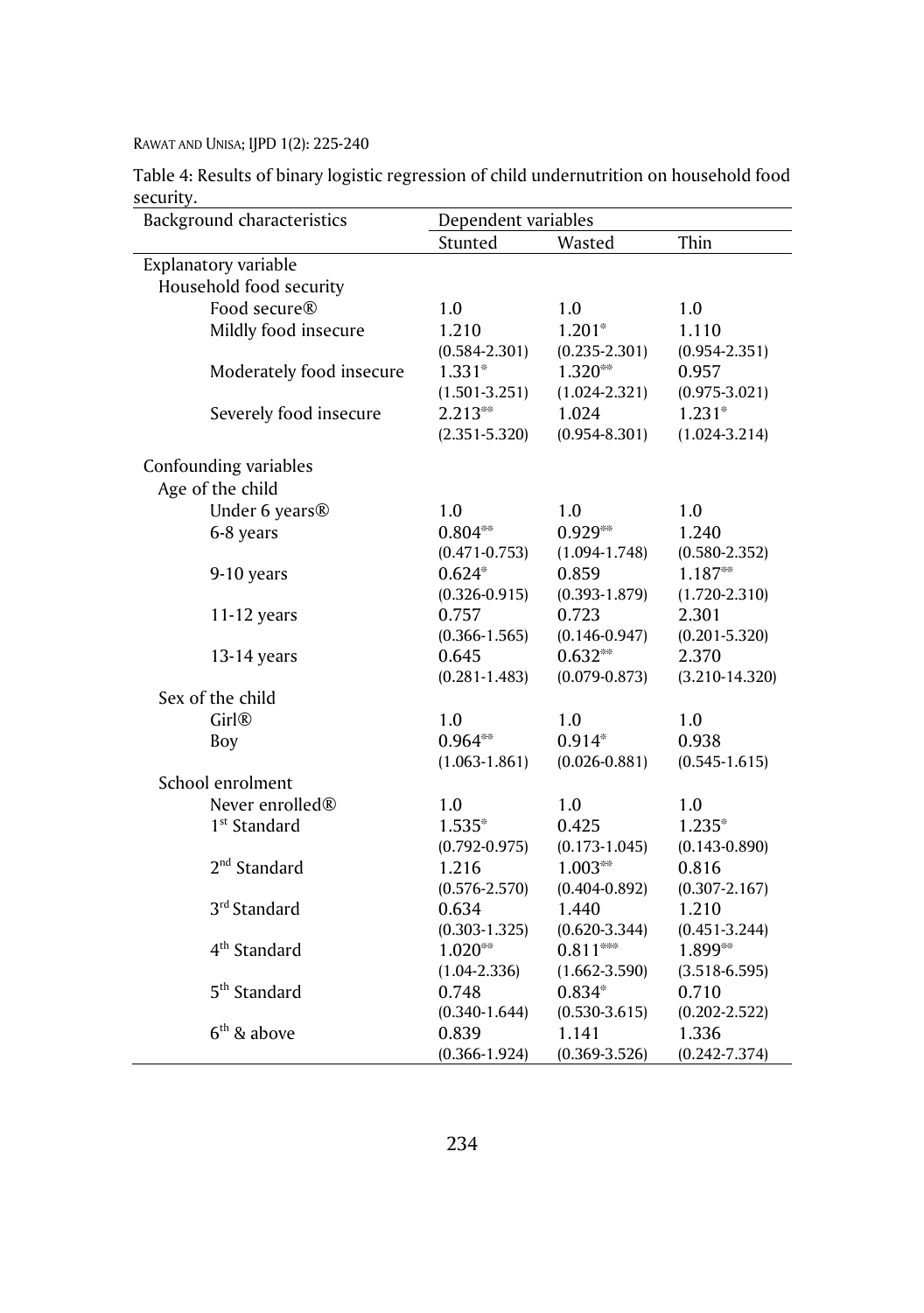Table 4: Results of binary logistic regression of child undernutrition on household food security.

| Background characteristics | Dependent variables | | |
|---|---|---|---|
| | Stunted | Wasted | Thin |
| Explanatory variable | | | |
| Household food security | | | |
| Food secure® | 1.0 | 1.0 | 1.0 |
| Mildly food insecure | 1.210 (0.584-2.301) | 1.201* (0.235-2.301) | 1.110 (0.954-2.351) |
| Moderately food insecure | 1.331* (1.501-3.251) | 1.320** (1.024-2.321) | 0.957 (0.975-3.021) |
| Severely food insecure | 2.213** (2.351-5.320) | 1.024 (0.954-8.301) | 1.231* (1.024-3.214) |
| Confounding variables | | | |
| Age of the child | | | |
| Under 6 years® | 1.0 | 1.0 | 1.0 |
| 6-8 years | 0.804** (0.471-0.753) | 0.929** (1.094-1.748) | 1.240 (0.580-2.352) |
| 9-10 years | 0.624* (0.326-0.915) | 0.859 (0.393-1.879) | 1.187** (1.720-2.310) |
| 11-12 years | 0.757 (0.366-1.565) | 0.723 (0.146-0.947) | 2.301 (0.201-5.320) |
| 13-14 years | 0.645 (0.281-1.483) | 0.632** (0.079-0.873) | 2.370 (3.210-14.320) |
| Sex of the child | | | |
| Girl® | 1.0 | 1.0 | 1.0 |
| Boy | 0.964** (1.063-1.861) | 0.914* (0.026-0.881) | 0.938 (0.545-1.615) |
| School enrolment | | | |
| Never enrolled® | 1.0 | 1.0 | 1.0 |
| 1st Standard | 1.535* (0.792-0.975) | 0.425 (0.173-1.045) | 1.235* (0.143-0.890) |
| 2nd Standard | 1.216 (0.576-2.570) | 1.003** (0.404-0.892) | 0.816 (0.307-2.167) |
| 3rd Standard | 0.634 (0.303-1.325) | 1.440 (0.620-3.344) | 1.210 (0.451-3.244) |
| 4th Standard | 1.020** (1.04-2.336) | 0.811*** (1.662-3.590) | 1.899** (3.518-6.595) |
| 5th Standard | 0.748 (0.340-1.644) | 0.834* (0.530-3.615) | 0.710 (0.202-2.522) |
| 6th & above | 0.839 (0.366-1.924) | 1.141 (0.369-3.526) | 1.336 (0.242-7.374) |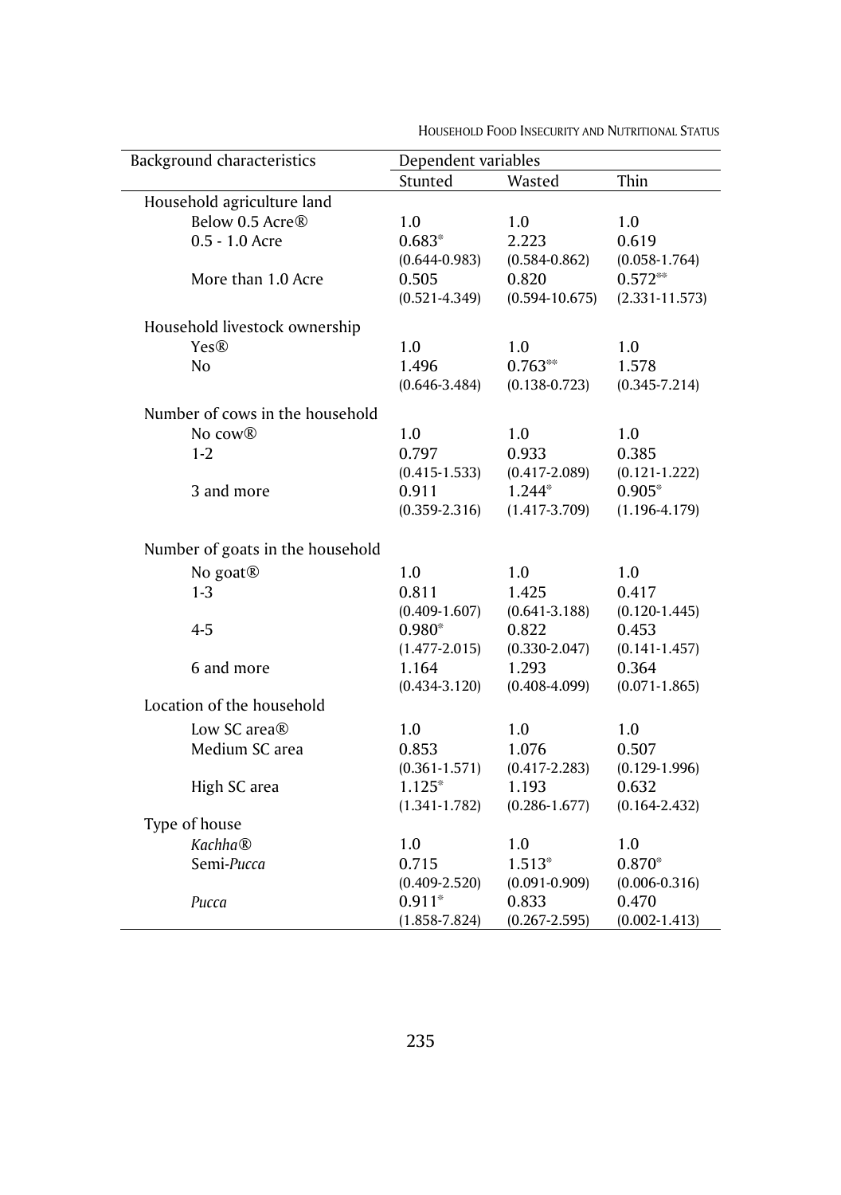| Background characteristics | Dependent variables | | |
|---|---|---|---|
| | Stunted | Wasted | Thin |
| Household agriculture land | | | |
| Below 0.5 Acre® | 1.0 | 1.0 | 1.0 |
| 0.5 - 1.0 Acre | 0.683* | 2.223 | 0.619 |
| | (0.644-0.983) | (0.584-0.862) | (0.058-1.764) |
| More than 1.0 Acre | 0.505 | 0.820 | 0.572** |
| | (0.521-4.349) | (0.594-10.675) | (2.331-11.573) |
| Household livestock ownership | | | |
| Yes® | 1.0 | 1.0 | 1.0 |
| No | 1.496 | 0.763** | 1.578 |
| | (0.646-3.484) | (0.138-0.723) | (0.345-7.214) |
| Number of cows in the household | | | |
| No cow® | 1.0 | 1.0 | 1.0 |
| 1-2 | 0.797 | 0.933 | 0.385 |
| | (0.415-1.533) | (0.417-2.089) | (0.121-1.222) |
| 3 and more | 0.911 | 1.244* | 0.905* |
| | (0.359-2.316) | (1.417-3.709) | (1.196-4.179) |
| Number of goats in the household | | | |
| No goat® | 1.0 | 1.0 | 1.0 |
| 1-3 | 0.811 | 1.425 | 0.417 |
| | (0.409-1.607) | (0.641-3.188) | (0.120-1.445) |
| 4-5 | 0.980* | 0.822 | 0.453 |
| | (1.477-2.015) | (0.330-2.047) | (0.141-1.457) |
| 6 and more | 1.164 | 1.293 | 0.364 |
| | (0.434-3.120) | (0.408-4.099) | (0.071-1.865) |
| Location of the household | | | |
| Low SC area® | 1.0 | 1.0 | 1.0 |
| Medium SC area | 0.853 | 1.076 | 0.507 |
| | (0.361-1.571) | (0.417-2.283) | (0.129-1.996) |
| High SC area | 1.125* | 1.193 | 0.632 |
| | (1.341-1.782) | (0.286-1.677) | (0.164-2.432) |
| Type of house | | | |
| *Kachha*® | 1.0 | 1.0 | 1.0 |
| Semi-*Pucca* | 0.715 | 1.513* | 0.870* |
| | (0.409-2.520) | (0.091-0.909) | (0.006-0.316) |
| *Pucca* | 0.911* | 0.833 | 0.470 |
| | (1.858-7.824) | (0.267-2.595) | (0.002-1.413) |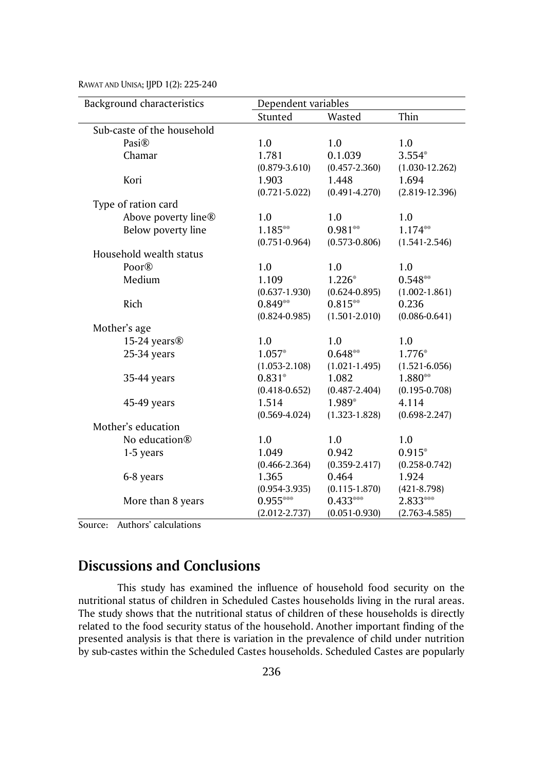| Background characteristics | Dependent variables | | |
|---|---|---|---|
| | Stunted | Wasted | Thin |
| Sub-caste of the household | | | |
| Pasi® | 1.0 | 1.0 | 1.0 |
| Chamar | 1.781 | 0.1.039 | 3.554* |
| | (0.879-3.610) | (0.457-2.360) | (1.030-12.262) |
| Kori | 1.903 | 1.448 | 1.694 |
| | (0.721-5.022) | (0.491-4.270) | (2.819-12.396) |
| Type of ration card | | | |
| Above poverty line® | 1.0 | 1.0 | 1.0 |
| Below poverty line | 1.185** | 0.981** | 1.174** |
| | (0.751-0.964) | (0.573-0.806) | (1.541-2.546) |
| Household wealth status | | | |
| Poor® | 1.0 | 1.0 | 1.0 |
| Medium | 1.109 | 1.226* | 0.548** |
| | (0.637-1.930) | (0.624-0.895) | (1.002-1.861) |
| Rich | 0.849** | 0.815** | 0.236 |
| | (0.824-0.985) | (1.501-2.010) | (0.086-0.641) |
| Mother's age | | | |
| 15-24 years® | 1.0 | 1.0 | 1.0 |
| 25-34 years | 1.057* | 0.648** | 1.776* |
| | (1.053-2.108) | (1.021-1.495) | (1.521-6.056) |
| 35-44 years | 0.831* | 1.082 | 1.880** |
| | (0.418-0.652) | (0.487-2.404) | (0.195-0.708) |
| 45-49 years | 1.514 | 1.989* | 4.114 |
| | (0.569-4.024) | (1.323-1.828) | (0.698-2.247) |
| Mother's education | | | |
| No education® | 1.0 | 1.0 | 1.0 |
| 1-5 years | 1.049 | 0.942 | 0.915* |
| | (0.466-2.364) | (0.359-2.417) | (0.258-0.742) |
| 6-8 years | 1.365 | 0.464 | 1.924 |
| | (0.954-3.935) | (0.115-1.870) | (421-8.798) |
| More than 8 years | 0.955*** | 0.433*** | 2.833*** |
| | (2.012-2.737) | (0.051-0.930) | (2.763-4.585) |

Source: Authors' calculations

## Discussions and Conclusions

This study has examined the influence of household food security on the nutritional status of children in Scheduled Castes households living in the rural areas. The study shows that the nutritional status of children of these households is directly related to the food security status of the household. Another important finding of the presented analysis is that there is variation in the prevalence of child under nutrition by sub-castes within the Scheduled Castes households. Scheduled Castes are popularly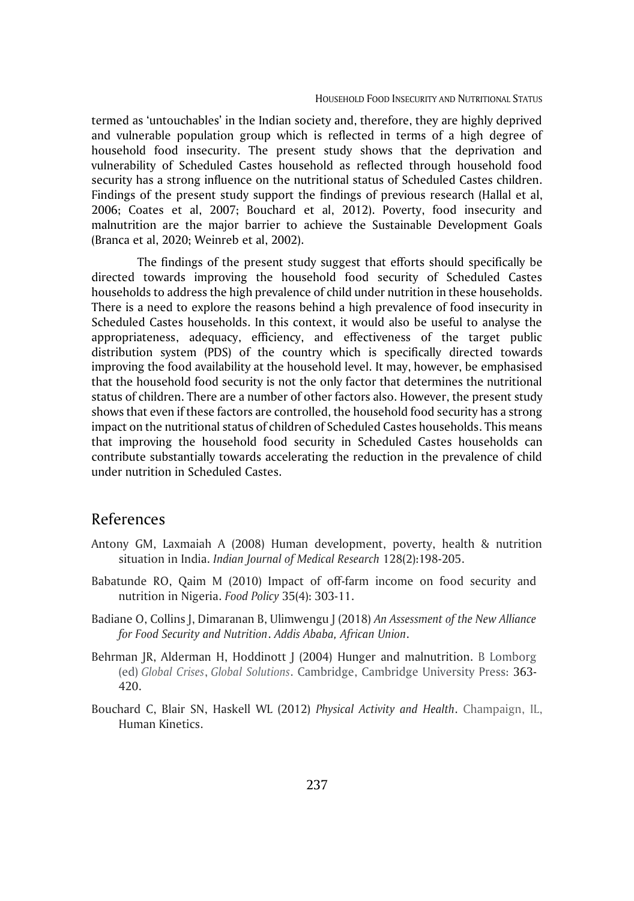termed as 'untouchables' in the Indian society and, therefore, they are highly deprived and vulnerable population group which is reflected in terms of a high degree of household food insecurity. The present study shows that the deprivation and vulnerability of Scheduled Castes household as reflected through household food security has a strong influence on the nutritional status of Scheduled Castes children. Findings of the present study support the findings of previous research (Hallal et al, 2006; Coates et al, 2007; Bouchard et al, 2012). Poverty, food insecurity and malnutrition are the major barrier to achieve the Sustainable Development Goals (Branca et al, 2020; Weinreb et al, 2002).

The findings of the present study suggest that efforts should specifically be directed towards improving the household food security of Scheduled Castes households to address the high prevalence of child under nutrition in these households. There is a need to explore the reasons behind a high prevalence of food insecurity in Scheduled Castes households. In this context, it would also be useful to analyse the appropriateness, adequacy, efficiency, and effectiveness of the target public distribution system (PDS) of the country which is specifically directed towards improving the food availability at the household level. It may, however, be emphasised that the household food security is not the only factor that determines the nutritional status of children. There are a number of other factors also. However, the present study shows that even if these factors are controlled, the household food security has a strong impact on the nutritional status of children of Scheduled Castes households. This means that improving the household food security in Scheduled Castes households can contribute substantially towards accelerating the reduction in the prevalence of child under nutrition in Scheduled Castes.

## References

Antony GM, Laxmaiah A (2008) Human development, poverty, health & nutrition situation in India. *Indian Journal of Medical Research* 128(2):198-205.

Babatunde RO, Qaim M (2010) Impact of off-farm income on food security and nutrition in Nigeria. *Food Policy* 35(4): 303-11.

Badiane O, Collins J, Dimaranan B, Ulimwengu J (2018) *An Assessment of the New Alliance for Food Security and Nutrition*. *Addis Ababa, African Union*.

Behrman JR, Alderman H, Hoddinott J (2004) Hunger and malnutrition. B Lomborg (ed) *Global Crises*, *Global Solutions*. Cambridge, Cambridge University Press: 363-420.

Bouchard C, Blair SN, Haskell WL (2012) *Physical Activity and Health*. Champaign, IL, Human Kinetics.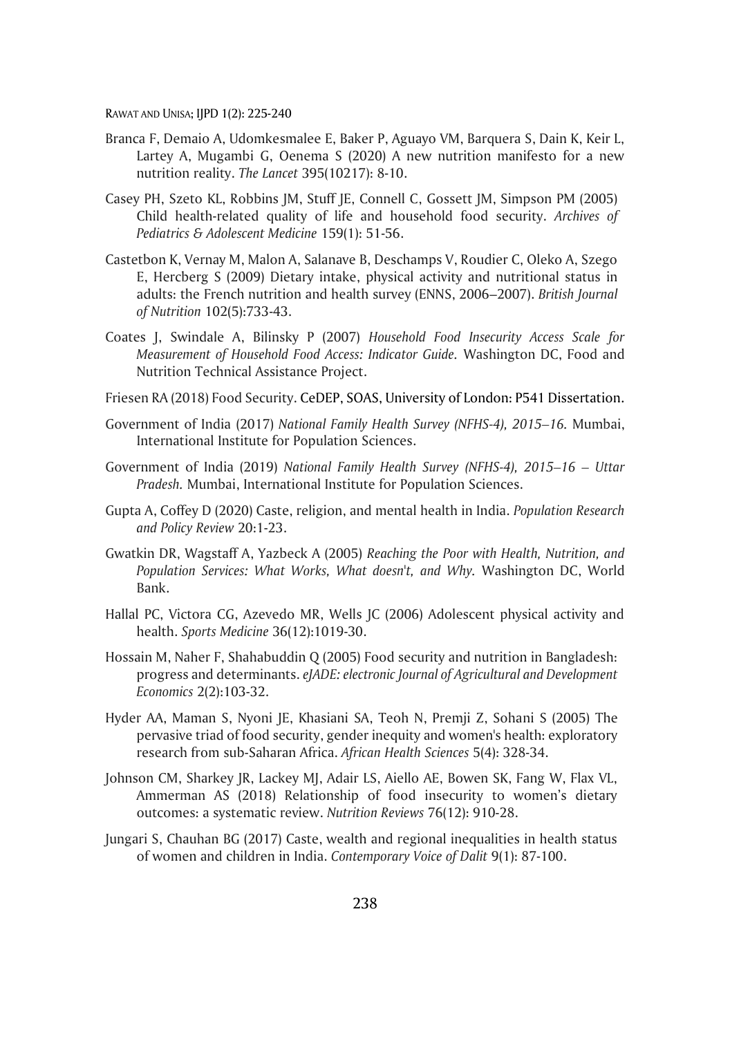Branca F, Demaio A, Udomkesmalee E, Baker P, Aguayo VM, Barquera S, Dain K, Keir L, Lartey A, Mugambi G, Oenema S (2020) A new nutrition manifesto for a new nutrition reality. *The Lancet* 395(10217): 8-10.

Casey PH, Szeto KL, Robbins JM, Stuff JE, Connell C, Gossett JM, Simpson PM (2005) Child health-related quality of life and household food security. *Archives of Pediatrics & Adolescent Medicine* 159(1): 51-56.

Castetbon K, Vernay M, Malon A, Salanave B, Deschamps V, Roudier C, Oleko A, Szego E, Hercberg S (2009) Dietary intake, physical activity and nutritional status in adults: the French nutrition and health survey (ENNS, 2006–2007). *British Journal of Nutrition* 102(5):733-43.

Coates J, Swindale A, Bilinsky P (2007) *Household Food Insecurity Access Scale for Measurement of Household Food Access: Indicator Guide.* Washington DC, Food and Nutrition Technical Assistance Project.

Friesen RA (2018) Food Security. CeDEP, SOAS, University of London: P541 Dissertation.

Government of India (2017) *National Family Health Survey (NFHS-4), 2015–16.* Mumbai, International Institute for Population Sciences.

Government of India (2019) *National Family Health Survey (NFHS-4), 2015–16 – Uttar Pradesh.* Mumbai, International Institute for Population Sciences.

Gupta A, Coffey D (2020) Caste, religion, and mental health in India. *Population Research and Policy Review* 20:1-23.

Gwatkin DR, Wagstaff A, Yazbeck A (2005) *Reaching the Poor with Health, Nutrition, and Population Services: What Works, What doesn't, and Why.* Washington DC, World Bank.

Hallal PC, Victora CG, Azevedo MR, Wells JC (2006) Adolescent physical activity and health. *Sports Medicine* 36(12):1019-30.

Hossain M, Naher F, Shahabuddin Q (2005) Food security and nutrition in Bangladesh: progress and determinants. *eJADE: electronic Journal of Agricultural and Development Economics* 2(2):103-32.

Hyder AA, Maman S, Nyoni JE, Khasiani SA, Teoh N, Premji Z, Sohani S (2005) The pervasive triad of food security, gender inequity and women's health: exploratory research from sub-Saharan Africa. *African Health Sciences* 5(4): 328-34.

Johnson CM, Sharkey JR, Lackey MJ, Adair LS, Aiello AE, Bowen SK, Fang W, Flax VL, Ammerman AS (2018) Relationship of food insecurity to women's dietary outcomes: a systematic review. *Nutrition Reviews* 76(12): 910-28.

Jungari S, Chauhan BG (2017) Caste, wealth and regional inequalities in health status of women and children in India. *Contemporary Voice of Dalit* 9(1): 87-100.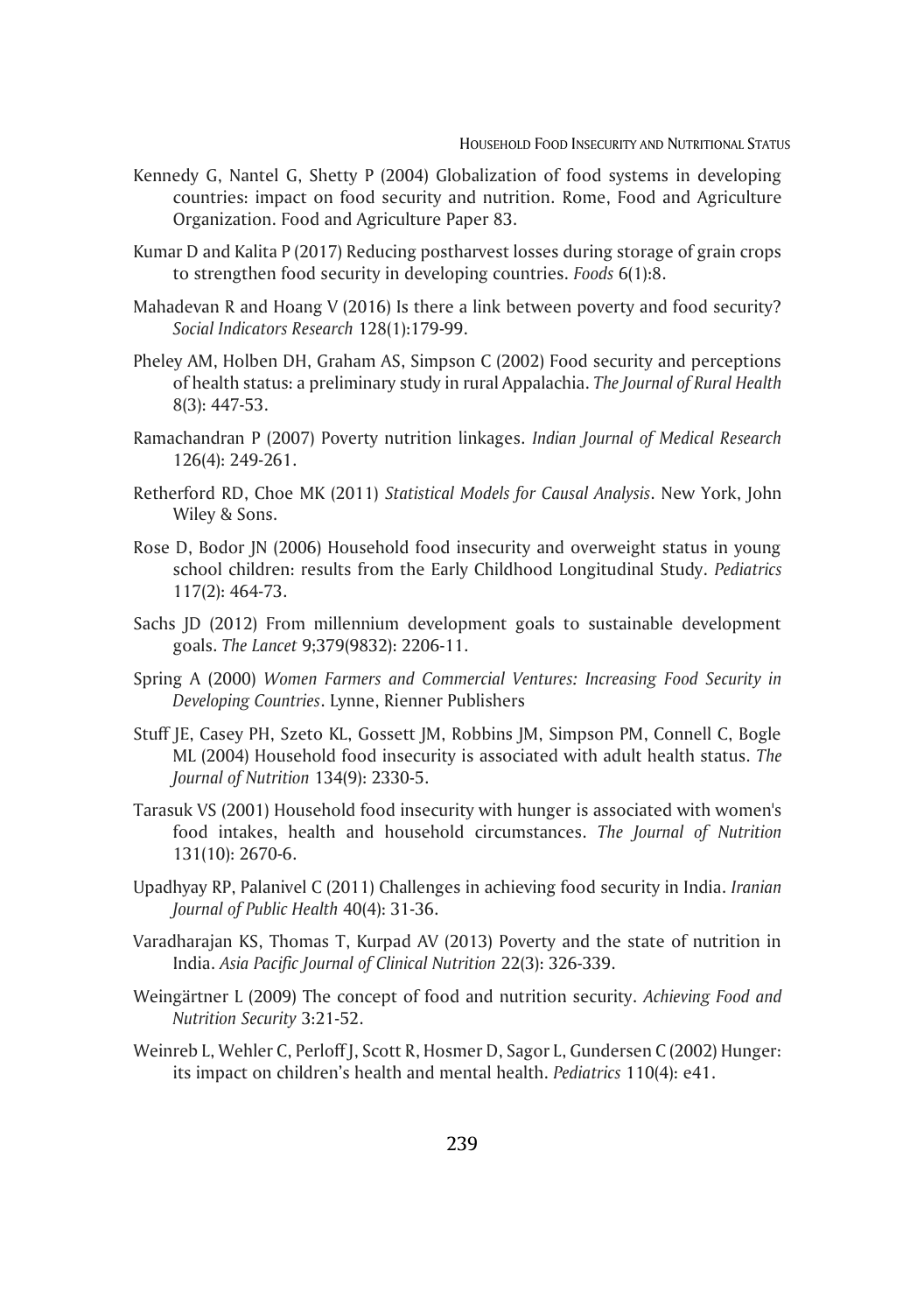Kennedy G, Nantel G, Shetty P (2004) Globalization of food systems in developing countries: impact on food security and nutrition. Rome, Food and Agriculture Organization. Food and Agriculture Paper 83.

Kumar D and Kalita P (2017) Reducing postharvest losses during storage of grain crops to strengthen food security in developing countries. *Foods* 6(1):8.

Mahadevan R and Hoang V (2016) Is there a link between poverty and food security? *Social Indicators Research* 128(1):179-99.

Pheley AM, Holben DH, Graham AS, Simpson C (2002) Food security and perceptions of health status: a preliminary study in rural Appalachia. *The Journal of Rural Health* 8(3): 447-53.

Ramachandran P (2007) Poverty nutrition linkages. *Indian Journal of Medical Research* 126(4): 249-261.

Retherford RD, Choe MK (2011) *Statistical Models for Causal Analysis*. New York, John Wiley & Sons.

Rose D, Bodor JN (2006) Household food insecurity and overweight status in young school children: results from the Early Childhood Longitudinal Study. *Pediatrics* 117(2): 464-73.

Sachs JD (2012) From millennium development goals to sustainable development goals. *The Lancet* 9;379(9832): 2206-11.

Spring A (2000) *Women Farmers and Commercial Ventures: Increasing Food Security in Developing Countries*. Lynne, Rienner Publishers

Stuff JE, Casey PH, Szeto KL, Gossett JM, Robbins JM, Simpson PM, Connell C, Bogle ML (2004) Household food insecurity is associated with adult health status. *The Journal of Nutrition* 134(9): 2330-5.

Tarasuk VS (2001) Household food insecurity with hunger is associated with women's food intakes, health and household circumstances. *The Journal of Nutrition* 131(10): 2670-6.

Upadhyay RP, Palanivel C (2011) Challenges in achieving food security in India. *Iranian Journal of Public Health* 40(4): 31-36.

Varadharajan KS, Thomas T, Kurpad AV (2013) Poverty and the state of nutrition in India. *Asia Pacific Journal of Clinical Nutrition* 22(3): 326-339.

Weingärtner L (2009) The concept of food and nutrition security. *Achieving Food and Nutrition Security* 3:21-52.

Weinreb L, Wehler C, Perloff J, Scott R, Hosmer D, Sagor L, Gundersen C (2002) Hunger: its impact on children's health and mental health. *Pediatrics* 110(4): e41.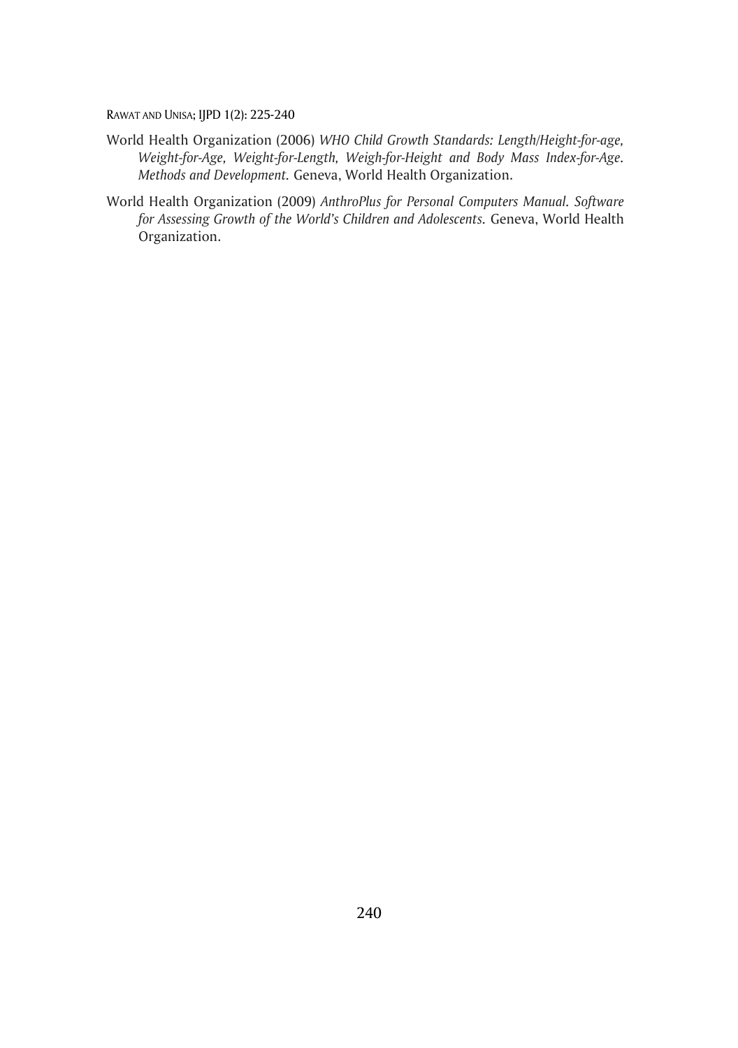World Health Organization (2006) *WHO Child Growth Standards: Length/Height-for-age, Weight-for-Age, Weight-for-Length, Weigh-for-Height and Body Mass Index-for-Age. Methods and Development.* Geneva, World Health Organization.

World Health Organization (2009) *AnthroPlus for Personal Computers Manual. Software for Assessing Growth of the World's Children and Adolescents.* Geneva, World Health Organization.